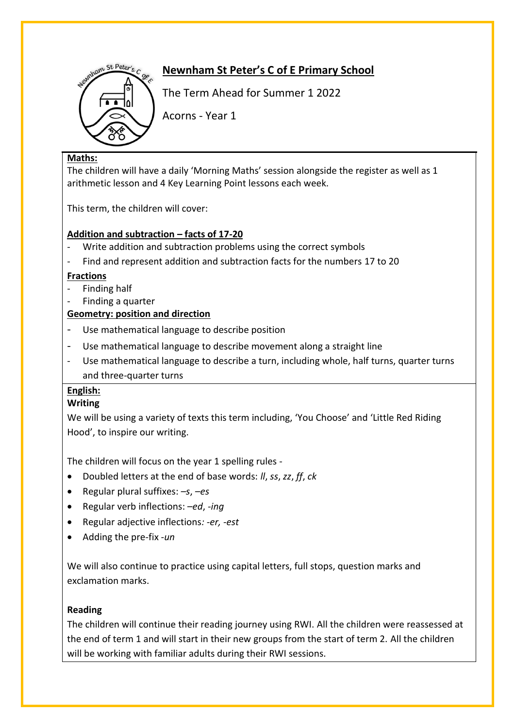# Newnham St Peter's C of E Primary School

The Term Ahead for Summer 1 2022

Acorns - Year 1

**Maths:**

The children will have a daily 'Morning Maths' session alongside the register as well as 1 arithmetic lesson and 4 Key Learning Point lessons each week.

This term, the children will cover:

**Addition and subtraction – facts of 17-20**

- Write addition and subtraction problems using the correct symbols
- Find and represent addition and subtraction facts for the numbers 17 to 20

**Fractions**

- Finding half
- Finding a quarter

**Geometry: position and direction**

- Use mathematical language to describe position
- Use mathematical language to describe movement along a straight line
- Use mathematical language to describe a turn, including whole, half turns, quarter turns and three-quarter turns

**English:**

**Writing**

We will be using a variety of texts this term including, 'You Choose' and 'Little Red Riding Hood', to inspire our writing.

The children will focus on the year 1 spelling rules -

- Doubled letters at the end of base words: *ll*, *ss*, *zz*, *ff*, *ck*
- Regular plural suffixes: *–s*, *–es*
- Regular verb inflections: *–ed*, *-ing*
- Regular adjective inflections*: -er, -est*
- Adding the pre-fix *-un*

We will also continue to practice using capital letters, full stops, question marks and exclamation marks.

**Reading**

The children will continue their reading journey using RWI. All the children were reassessed at the end of term 1 and will start in their new groups from the start of term 2. All the children will be working with familiar adults during their RWI sessions.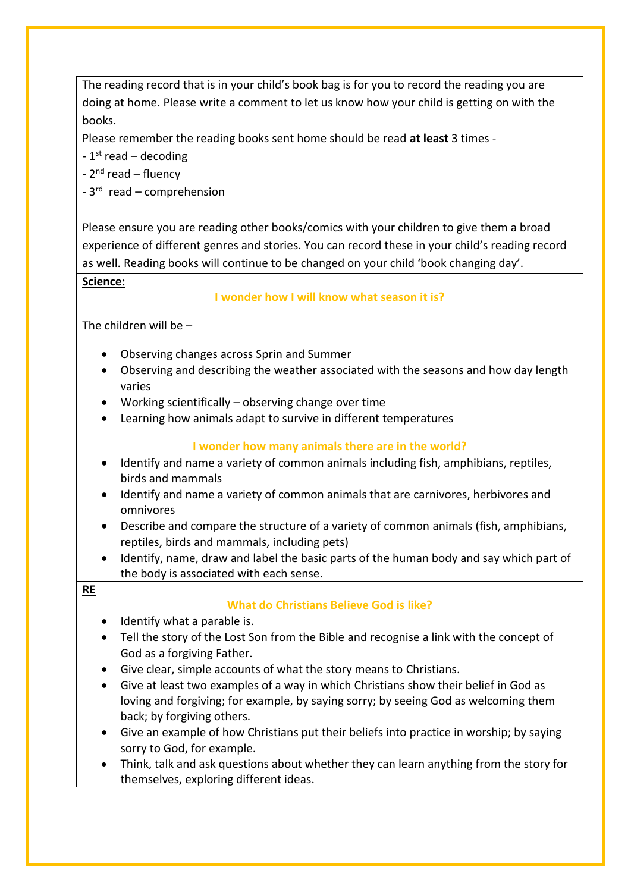The reading record that is in your child's book bag is for you to record the reading you are doing at home. Please write a comment to let us know how your child is getting on with the books.

Please remember the reading books sent home should be read **at least** 3 times -

- 1st read – decoding
- 2nd read – fluency
- 3rd read – comprehension

Please ensure you are reading other books/comics with your children to give them a broad experience of different genres and stories. You can record these in your child's reading record as well. Reading books will continue to be changed on your child 'book changing day'.

**Science:**

**I wonder how I will know what season it is?**

The children will be –

- Observing changes across Sprin and Summer
- Observing and describing the weather associated with the seasons and how day length varies
- Working scientifically – observing change over time
- Learning how animals adapt to survive in different temperatures

**I wonder how many animals there are in the world?**

- Identify and name a variety of common animals including fish, amphibians, reptiles, birds and mammals
- Identify and name a variety of common animals that are carnivores, herbivores and omnivores
- Describe and compare the structure of a variety of common animals (fish, amphibians, reptiles, birds and mammals, including pets)
- Identify, name, draw and label the basic parts of the human body and say which part of the body is associated with each sense.

**RE**

**What do Christians Believe God is like?**

- Identify what a parable is.
- Tell the story of the Lost Son from the Bible and recognise a link with the concept of God as a forgiving Father.
- Give clear, simple accounts of what the story means to Christians.
- Give at least two examples of a way in which Christians show their belief in God as loving and forgiving; for example, by saying sorry; by seeing God as welcoming them back; by forgiving others.
- Give an example of how Christians put their beliefs into practice in worship; by saying sorry to God, for example.
- Think, talk and ask questions about whether they can learn anything from the story for themselves, exploring different ideas.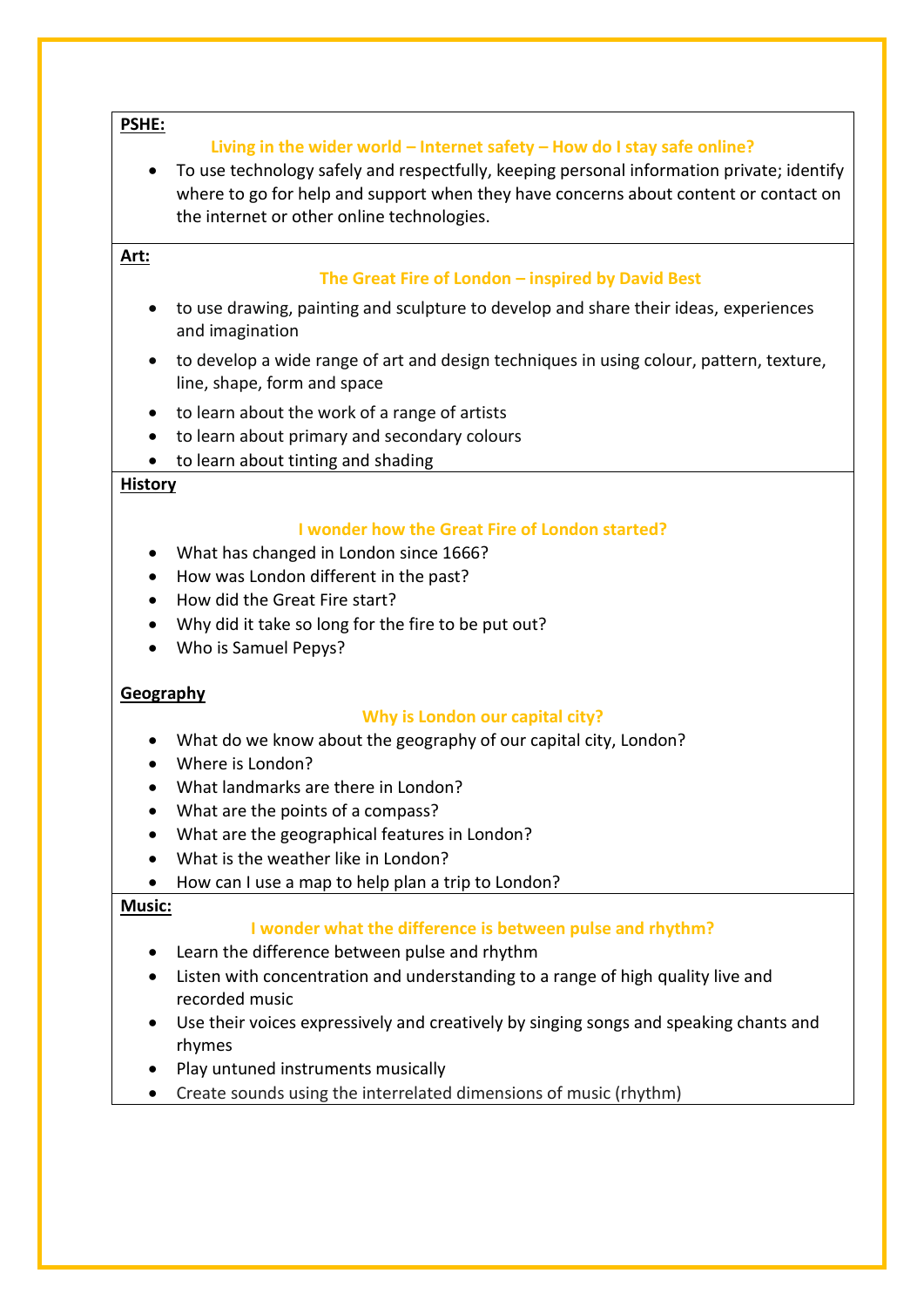**PSHE:**

**Living in the wider world – Internet safety – How do I stay safe online?**

- To use technology safely and respectfully, keeping personal information private; identify where to go for help and support when they have concerns about content or contact on the internet or other online technologies.

**Art:**

**The Great Fire of London – inspired by David Best**

- to use drawing, painting and sculpture to develop and share their ideas, experiences and imagination
- to develop a wide range of art and design techniques in using colour, pattern, texture, line, shape, form and space
- to learn about the work of a range of artists
- to learn about primary and secondary colours
- to learn about tinting and shading

**History**

**I wonder how the Great Fire of London started?**

- What has changed in London since 1666?
- How was London different in the past?
- How did the Great Fire start?
- Why did it take so long for the fire to be put out?
- Who is Samuel Pepys?

**Geography**

**Why is London our capital city?**

- What do we know about the geography of our capital city, London?
- Where is London?
- What landmarks are there in London?
- What are the points of a compass?
- What are the geographical features in London?
- What is the weather like in London?
- How can I use a map to help plan a trip to London?

**Music:**

**I wonder what the difference is between pulse and rhythm?**

- Learn the difference between pulse and rhythm
- Listen with concentration and understanding to a range of high quality live and recorded music
- Use their voices expressively and creatively by singing songs and speaking chants and rhymes
- Play untuned instruments musically
- Create sounds using the interrelated dimensions of music (rhythm)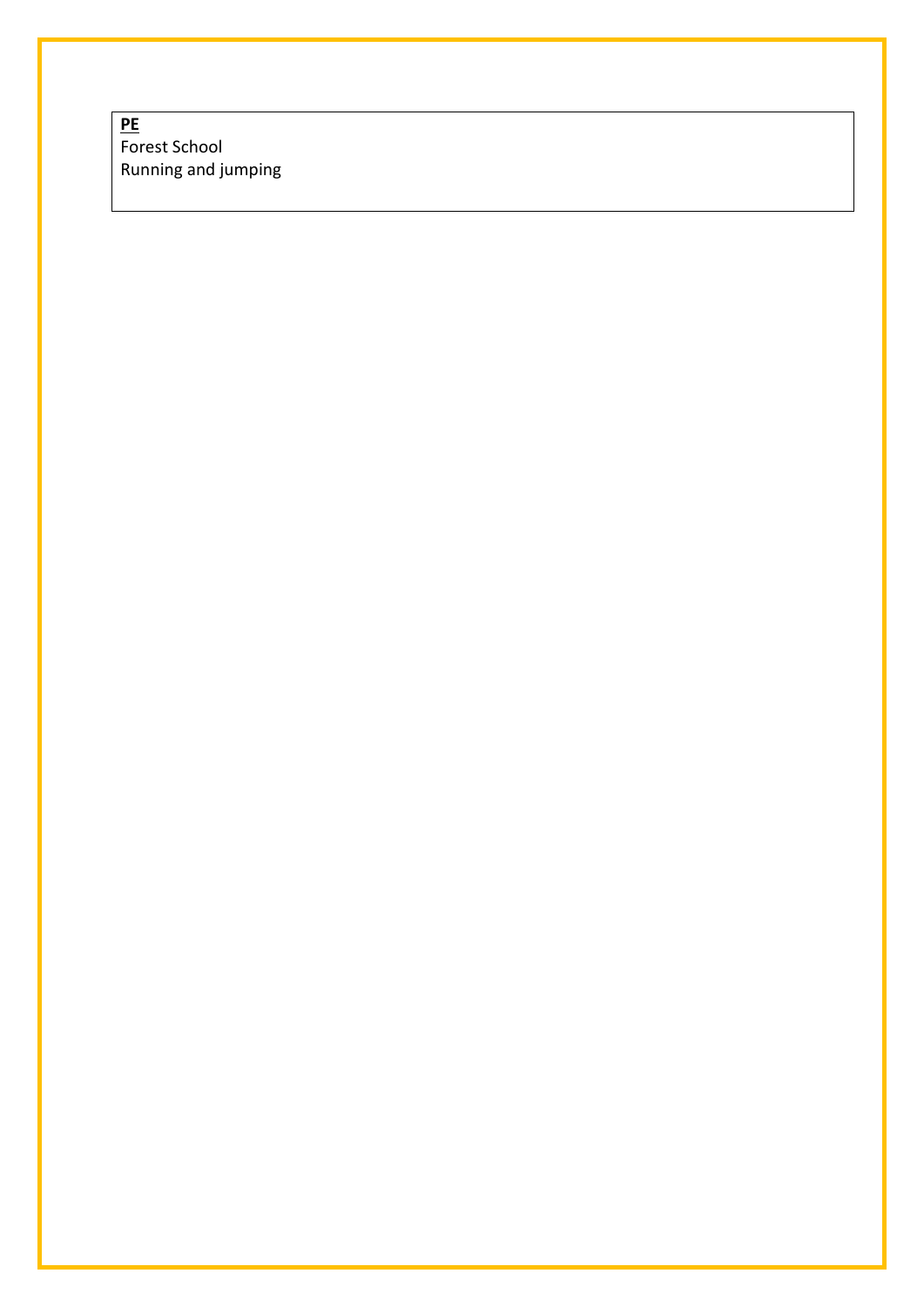**PE**

Forest School

Running and jumping